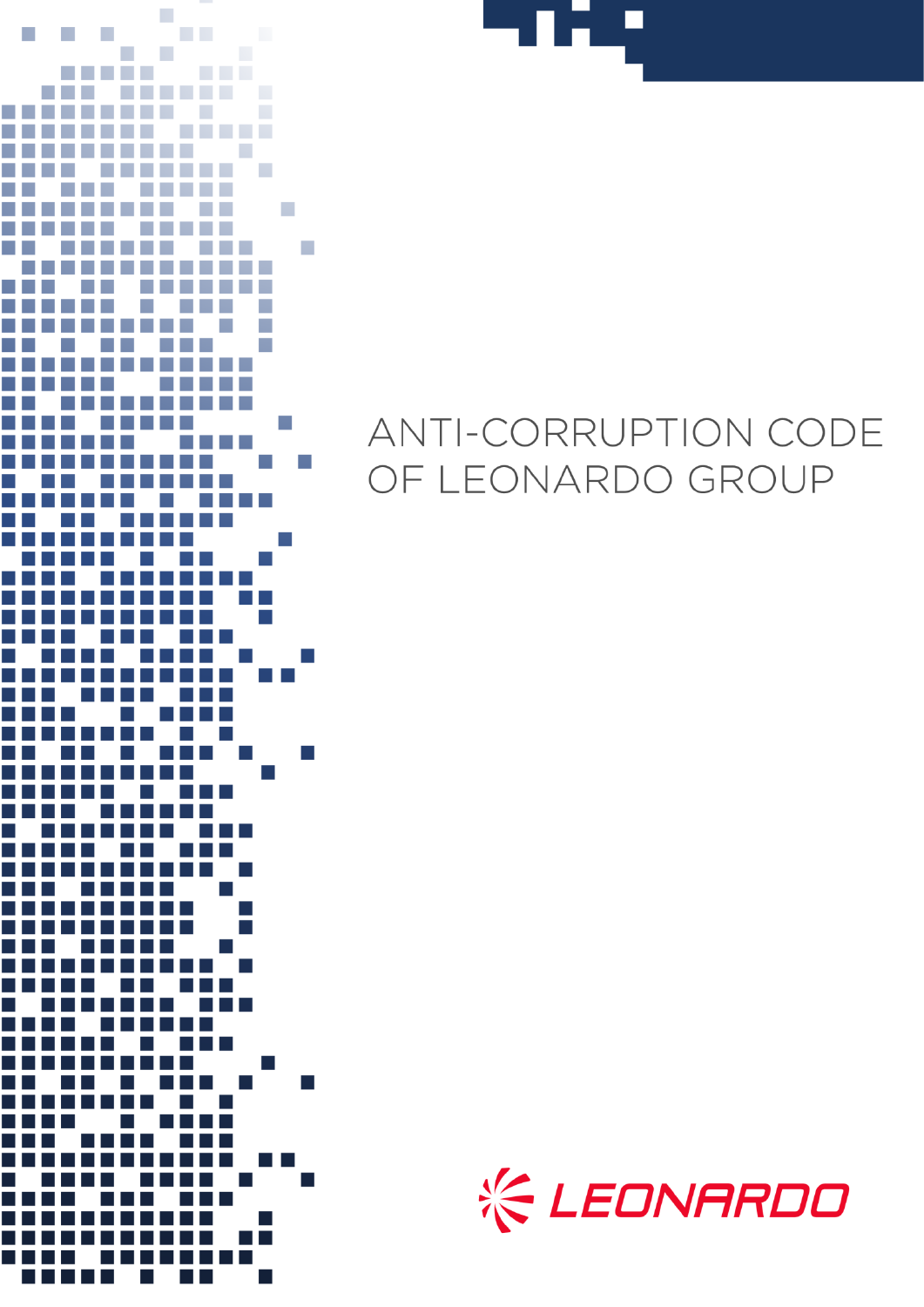# ANTI-CORRUPTION CODE OF LEONARDO GROUP

LEONARDO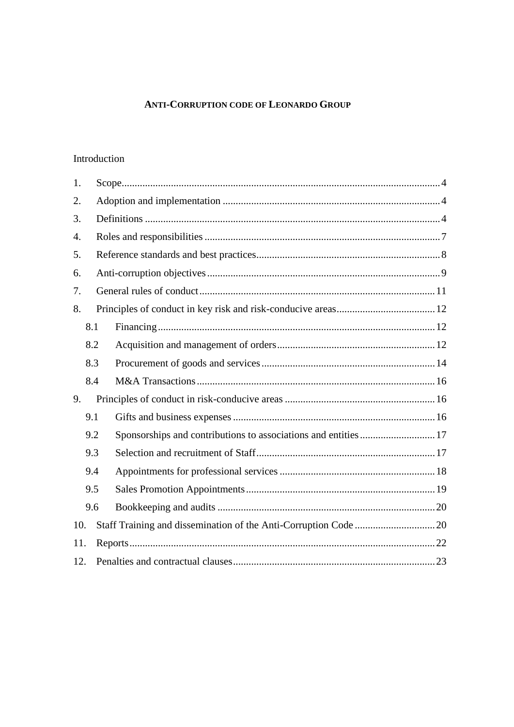# ANTI-CORRUPTION CODE OF LEONARDO GROUP

Introduction

1. Scope ... 4
2. Adoption and implementation ... 4
3. Definitions ... 4
4. Roles and responsibilities ... 7
5. Reference standards and best practices ... 8
6. Anti-corruption objectives ... 9
7. General rules of conduct ... 11
8. Principles of conduct in key risk and risk-conducive areas ... 12
   - 8.1 Financing ... 12
   - 8.2 Acquisition and management of orders ... 12
   - 8.3 Procurement of goods and services ... 14
   - 8.4 M&A Transactions ... 16
9. Principles of conduct in risk-conducive areas ... 16
   - 9.1 Gifts and business expenses ... 16
   - 9.2 Sponsorships and contributions to associations and entities ... 17
   - 9.3 Selection and recruitment of Staff ... 17
   - 9.4 Appointments for professional services ... 18
   - 9.5 Sales Promotion Appointments ... 19
   - 9.6 Bookkeeping and audits ... 20
10. Staff Training and dissemination of the Anti-Corruption Code ... 20
11. Reports ... 22
12. Penalties and contractual clauses ... 23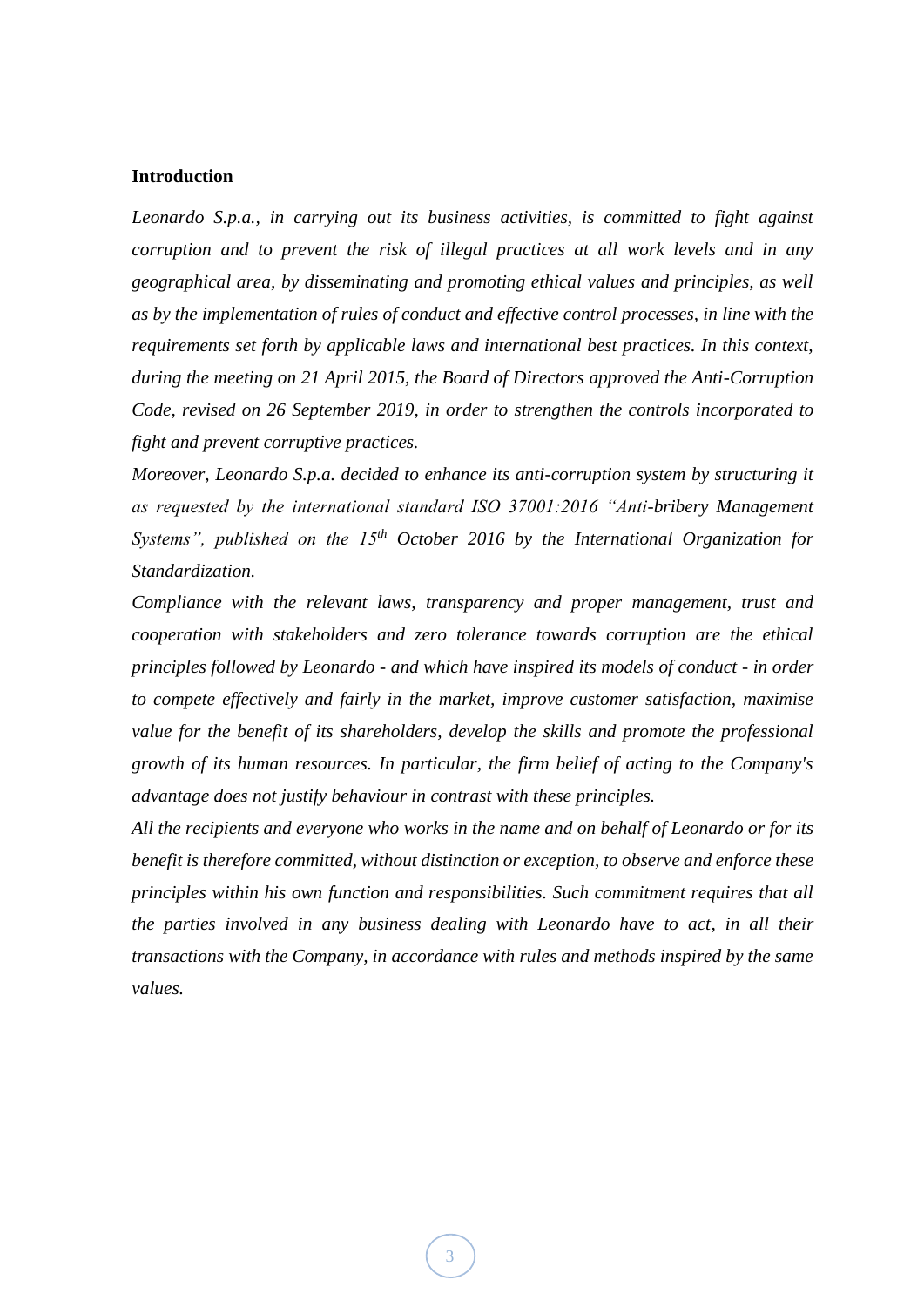**Introduction**

*Leonardo S.p.a., in carrying out its business activities, is committed to fight against corruption and to prevent the risk of illegal practices at all work levels and in any geographical area, by disseminating and promoting ethical values and principles, as well as by the implementation of rules of conduct and effective control processes, in line with the requirements set forth by applicable laws and international best practices. In this context, during the meeting on 21 April 2015, the Board of Directors approved the Anti-Corruption Code, revised on 26 September 2019, in order to strengthen the controls incorporated to fight and prevent corruptive practices.*

*Moreover, Leonardo S.p.a. decided to enhance its anti-corruption system by structuring it as requested by the international standard ISO 37001:2016 "Anti-bribery Management Systems", published on the 15th October 2016 by the International Organization for Standardization.*

*Compliance with the relevant laws, transparency and proper management, trust and cooperation with stakeholders and zero tolerance towards corruption are the ethical principles followed by Leonardo - and which have inspired its models of conduct - in order to compete effectively and fairly in the market, improve customer satisfaction, maximise value for the benefit of its shareholders, develop the skills and promote the professional growth of its human resources. In particular, the firm belief of acting to the Company's advantage does not justify behaviour in contrast with these principles.*

*All the recipients and everyone who works in the name and on behalf of Leonardo or for its benefit is therefore committed, without distinction or exception, to observe and enforce these principles within his own function and responsibilities. Such commitment requires that all the parties involved in any business dealing with Leonardo have to act, in all their transactions with the Company, in accordance with rules and methods inspired by the same values.*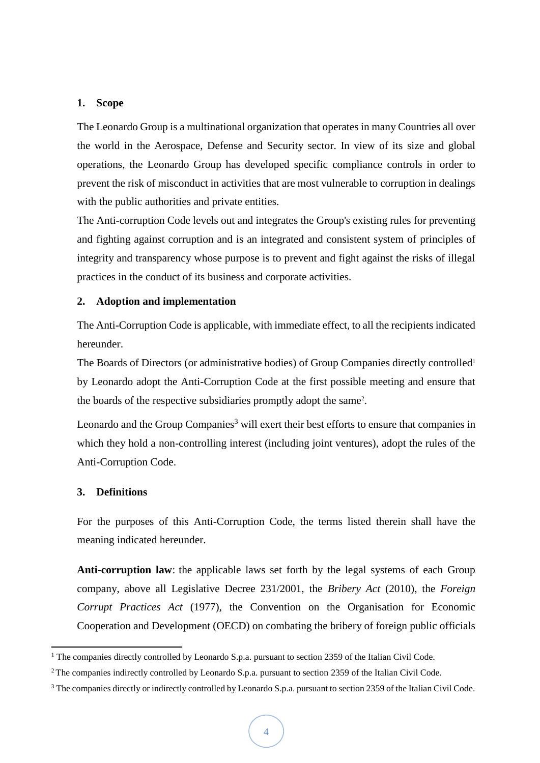## 1. Scope

The Leonardo Group is a multinational organization that operates in many Countries all over the world in the Aerospace, Defense and Security sector. In view of its size and global operations, the Leonardo Group has developed specific compliance controls in order to prevent the risk of misconduct in activities that are most vulnerable to corruption in dealings with the public authorities and private entities.

The Anti-corruption Code levels out and integrates the Group's existing rules for preventing and fighting against corruption and is an integrated and consistent system of principles of integrity and transparency whose purpose is to prevent and fight against the risks of illegal practices in the conduct of its business and corporate activities.

## 2. Adoption and implementation

The Anti-Corruption Code is applicable, with immediate effect, to all the recipients indicated hereunder.

The Boards of Directors (or administrative bodies) of Group Companies directly controlled[1] by Leonardo adopt the Anti-Corruption Code at the first possible meeting and ensure that the boards of the respective subsidiaries promptly adopt the same[2].

Leonardo and the Group Companies[3] will exert their best efforts to ensure that companies in which they hold a non-controlling interest (including joint ventures), adopt the rules of the Anti-Corruption Code.

## 3. Definitions

For the purposes of this Anti-Corruption Code, the terms listed therein shall have the meaning indicated hereunder.

**Anti-corruption law**: the applicable laws set forth by the legal systems of each Group company, above all Legislative Decree 231/2001, the *Bribery Act* (2010), the *Foreign Corrupt Practices Act* (1977), the Convention on the Organisation for Economic Cooperation and Development (OECD) on combating the bribery of foreign public officials

---

[1] The companies directly controlled by Leonardo S.p.a. pursuant to section 2359 of the Italian Civil Code.

[2] The companies indirectly controlled by Leonardo S.p.a. pursuant to section 2359 of the Italian Civil Code.

[3] The companies directly or indirectly controlled by Leonardo S.p.a. pursuant to section 2359 of the Italian Civil Code.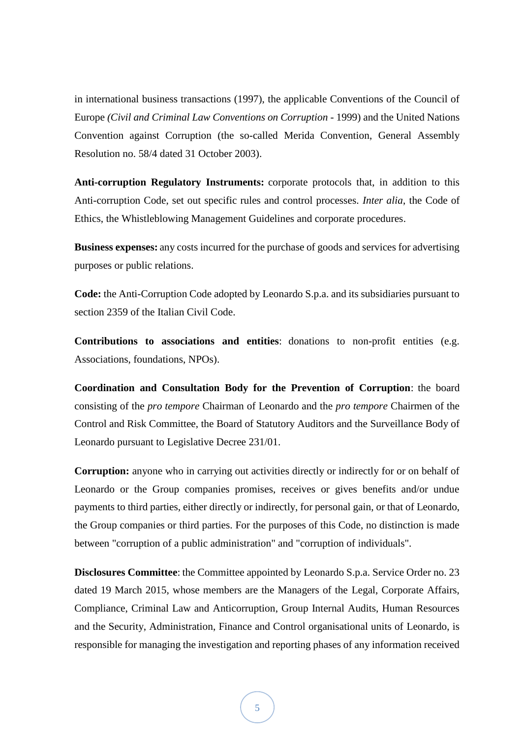in international business transactions (1997), the applicable Conventions of the Council of Europe *(Civil and Criminal Law Conventions on Corruption* - 1999) and the United Nations Convention against Corruption (the so-called Merida Convention, General Assembly Resolution no. 58/4 dated 31 October 2003).

**Anti-corruption Regulatory Instruments:** corporate protocols that, in addition to this Anti-corruption Code, set out specific rules and control processes. *Inter alia*, the Code of Ethics, the Whistleblowing Management Guidelines and corporate procedures.

**Business expenses:** any costs incurred for the purchase of goods and services for advertising purposes or public relations.

**Code:** the Anti-Corruption Code adopted by Leonardo S.p.a. and its subsidiaries pursuant to section 2359 of the Italian Civil Code.

**Contributions to associations and entities**: donations to non-profit entities (e.g. Associations, foundations, NPOs).

**Coordination and Consultation Body for the Prevention of Corruption**: the board consisting of the *pro tempore* Chairman of Leonardo and the *pro tempore* Chairmen of the Control and Risk Committee, the Board of Statutory Auditors and the Surveillance Body of Leonardo pursuant to Legislative Decree 231/01.

**Corruption:** anyone who in carrying out activities directly or indirectly for or on behalf of Leonardo or the Group companies promises, receives or gives benefits and/or undue payments to third parties, either directly or indirectly, for personal gain, or that of Leonardo, the Group companies or third parties. For the purposes of this Code, no distinction is made between "corruption of a public administration" and "corruption of individuals".

**Disclosures Committee**: the Committee appointed by Leonardo S.p.a. Service Order no. 23 dated 19 March 2015, whose members are the Managers of the Legal, Corporate Affairs, Compliance, Criminal Law and Anticorruption, Group Internal Audits, Human Resources and the Security, Administration, Finance and Control organisational units of Leonardo, is responsible for managing the investigation and reporting phases of any information received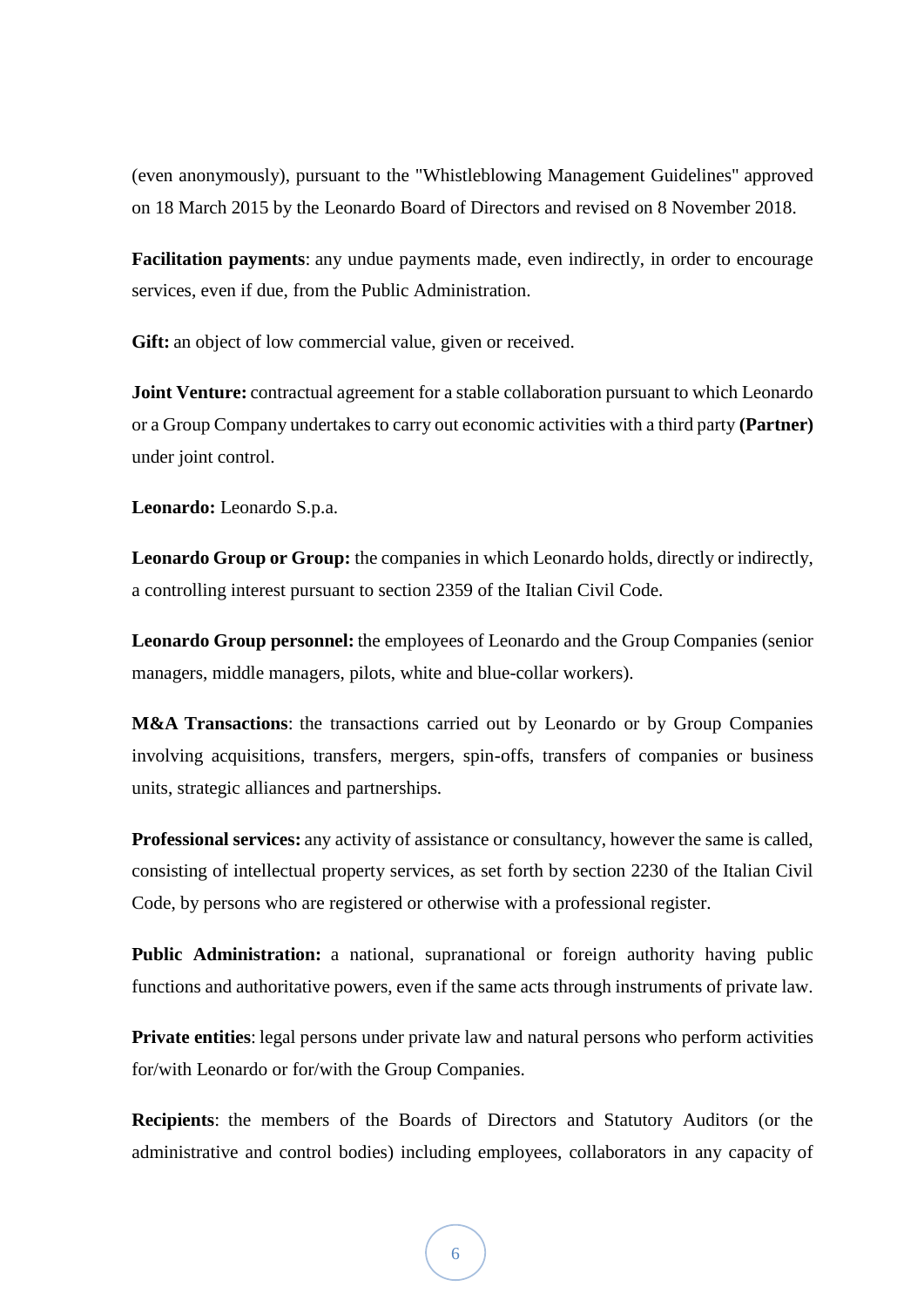(even anonymously), pursuant to the "Whistleblowing Management Guidelines" approved on 18 March 2015 by the Leonardo Board of Directors and revised on 8 November 2018.

**Facilitation payments**: any undue payments made, even indirectly, in order to encourage services, even if due, from the Public Administration.

**Gift:** an object of low commercial value, given or received.

**Joint Venture:** contractual agreement for a stable collaboration pursuant to which Leonardo or a Group Company undertakes to carry out economic activities with a third party **(Partner)** under joint control.

**Leonardo:** Leonardo S.p.a.

**Leonardo Group or Group:** the companies in which Leonardo holds, directly or indirectly, a controlling interest pursuant to section 2359 of the Italian Civil Code.

**Leonardo Group personnel:** the employees of Leonardo and the Group Companies (senior managers, middle managers, pilots, white and blue-collar workers).

**M&A Transactions**: the transactions carried out by Leonardo or by Group Companies involving acquisitions, transfers, mergers, spin-offs, transfers of companies or business units, strategic alliances and partnerships.

**Professional services:** any activity of assistance or consultancy, however the same is called, consisting of intellectual property services, as set forth by section 2230 of the Italian Civil Code, by persons who are registered or otherwise with a professional register.

**Public Administration:** a national, supranational or foreign authority having public functions and authoritative powers, even if the same acts through instruments of private law.

**Private entities**: legal persons under private law and natural persons who perform activities for/with Leonardo or for/with the Group Companies.

**Recipients**: the members of the Boards of Directors and Statutory Auditors (or the administrative and control bodies) including employees, collaborators in any capacity of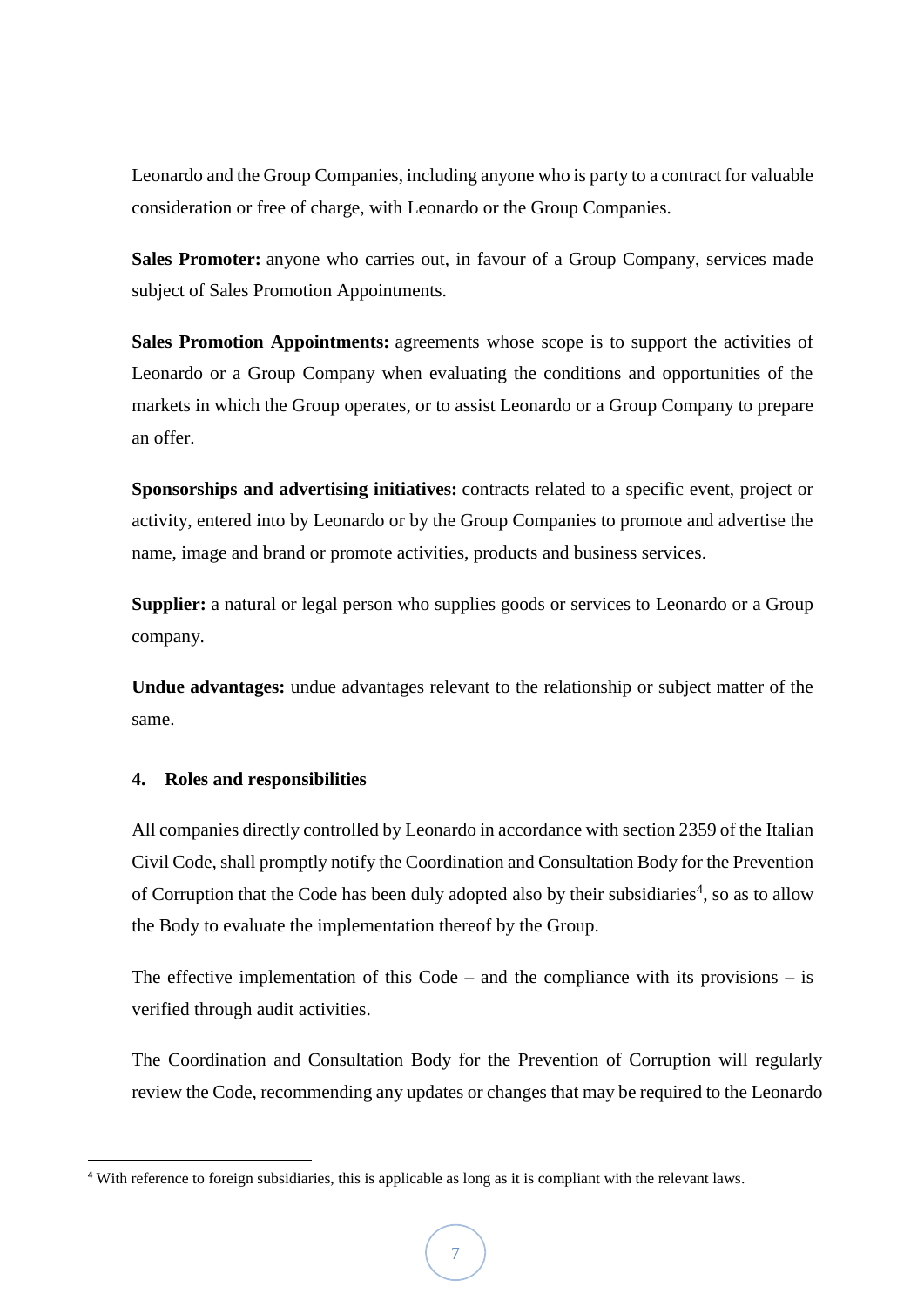Leonardo and the Group Companies, including anyone who is party to a contract for valuable consideration or free of charge, with Leonardo or the Group Companies.

**Sales Promoter:** anyone who carries out, in favour of a Group Company, services made subject of Sales Promotion Appointments.

**Sales Promotion Appointments:** agreements whose scope is to support the activities of Leonardo or a Group Company when evaluating the conditions and opportunities of the markets in which the Group operates, or to assist Leonardo or a Group Company to prepare an offer.

**Sponsorships and advertising initiatives:** contracts related to a specific event, project or activity, entered into by Leonardo or by the Group Companies to promote and advertise the name, image and brand or promote activities, products and business services.

**Supplier:** a natural or legal person who supplies goods or services to Leonardo or a Group company.

**Undue advantages:** undue advantages relevant to the relationship or subject matter of the same.

## 4. Roles and responsibilities

All companies directly controlled by Leonardo in accordance with section 2359 of the Italian Civil Code, shall promptly notify the Coordination and Consultation Body for the Prevention of Corruption that the Code has been duly adopted also by their subsidiaries[4], so as to allow the Body to evaluate the implementation thereof by the Group.

The effective implementation of this Code – and the compliance with its provisions – is verified through audit activities.

The Coordination and Consultation Body for the Prevention of Corruption will regularly review the Code, recommending any updates or changes that may be required to the Leonardo

[4] With reference to foreign subsidiaries, this is applicable as long as it is compliant with the relevant laws.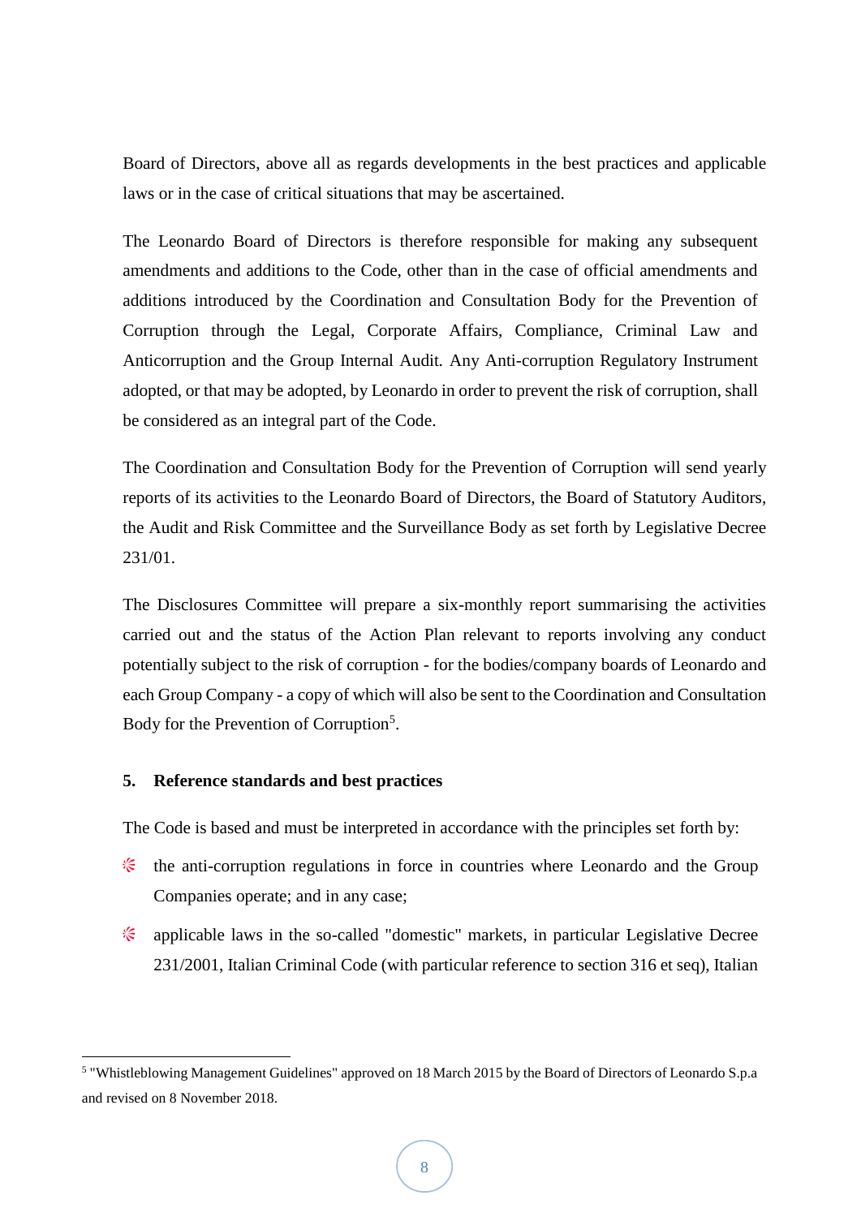Board of Directors, above all as regards developments in the best practices and applicable laws or in the case of critical situations that may be ascertained.

The Leonardo Board of Directors is therefore responsible for making any subsequent amendments and additions to the Code, other than in the case of official amendments and additions introduced by the Coordination and Consultation Body for the Prevention of Corruption through the Legal, Corporate Affairs, Compliance, Criminal Law and Anticorruption and the Group Internal Audit. Any Anti-corruption Regulatory Instrument adopted, or that may be adopted, by Leonardo in order to prevent the risk of corruption, shall be considered as an integral part of the Code.

The Coordination and Consultation Body for the Prevention of Corruption will send yearly reports of its activities to the Leonardo Board of Directors, the Board of Statutory Auditors, the Audit and Risk Committee and the Surveillance Body as set forth by Legislative Decree 231/01.

The Disclosures Committee will prepare a six-monthly report summarising the activities carried out and the status of the Action Plan relevant to reports involving any conduct potentially subject to the risk of corruption - for the bodies/company boards of Leonardo and each Group Company - a copy of which will also be sent to the Coordination and Consultation Body for the Prevention of Corruption[5].

## 5. Reference standards and best practices

The Code is based and must be interpreted in accordance with the principles set forth by:

- the anti-corruption regulations in force in countries where Leonardo and the Group Companies operate; and in any case;
- applicable laws in the so-called "domestic" markets, in particular Legislative Decree 231/2001, Italian Criminal Code (with particular reference to section 316 et seq), Italian

[5] "Whistleblowing Management Guidelines" approved on 18 March 2015 by the Board of Directors of Leonardo S.p.a and revised on 8 November 2018.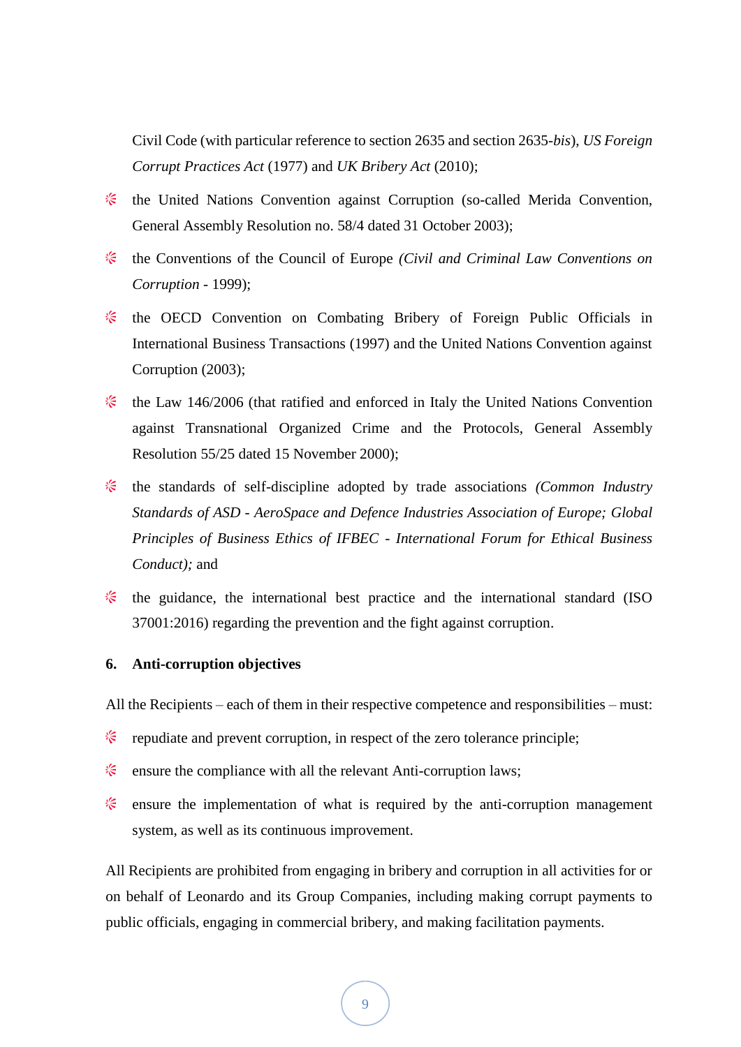Civil Code (with particular reference to section 2635 and section 2635-*bis*), *US Foreign Corrupt Practices Act* (1977) and *UK Bribery Act* (2010);

- the United Nations Convention against Corruption (so-called Merida Convention, General Assembly Resolution no. 58/4 dated 31 October 2003);
- the Conventions of the Council of Europe *(Civil and Criminal Law Conventions on Corruption* - 1999);
- the OECD Convention on Combating Bribery of Foreign Public Officials in International Business Transactions (1997) and the United Nations Convention against Corruption (2003);
- the Law 146/2006 (that ratified and enforced in Italy the United Nations Convention against Transnational Organized Crime and the Protocols, General Assembly Resolution 55/25 dated 15 November 2000);
- the standards of self-discipline adopted by trade associations *(Common Industry Standards of ASD - AeroSpace and Defence Industries Association of Europe; Global Principles of Business Ethics of IFBEC - International Forum for Ethical Business Conduct);* and
- the guidance, the international best practice and the international standard (ISO 37001:2016) regarding the prevention and the fight against corruption.

## 6. Anti-corruption objectives

All the Recipients – each of them in their respective competence and responsibilities – must:

- repudiate and prevent corruption, in respect of the zero tolerance principle;
- ensure the compliance with all the relevant Anti-corruption laws;
- ensure the implementation of what is required by the anti-corruption management system, as well as its continuous improvement.

All Recipients are prohibited from engaging in bribery and corruption in all activities for or on behalf of Leonardo and its Group Companies, including making corrupt payments to public officials, engaging in commercial bribery, and making facilitation payments.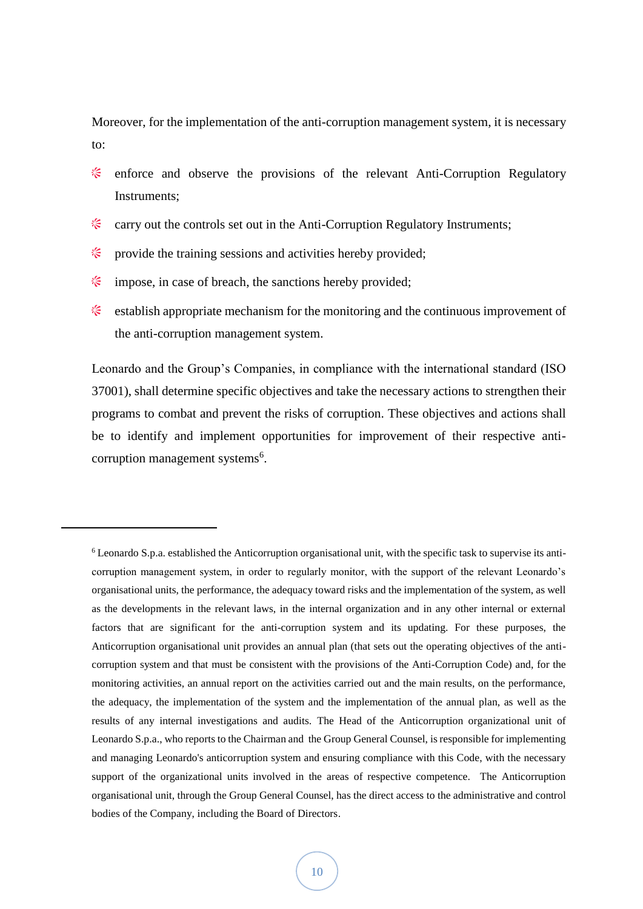Moreover, for the implementation of the anti-corruption management system, it is necessary to:

- enforce and observe the provisions of the relevant Anti-Corruption Regulatory Instruments;
- carry out the controls set out in the Anti-Corruption Regulatory Instruments;
- provide the training sessions and activities hereby provided;
- impose, in case of breach, the sanctions hereby provided;
- establish appropriate mechanism for the monitoring and the continuous improvement of the anti-corruption management system.

Leonardo and the Group's Companies, in compliance with the international standard (ISO 37001), shall determine specific objectives and take the necessary actions to strengthen their programs to combat and prevent the risks of corruption. These objectives and actions shall be to identify and implement opportunities for improvement of their respective anti-corruption management systems[6].

---

[6] Leonardo S.p.a. established the Anticorruption organisational unit, with the specific task to supervise its anti-corruption management system, in order to regularly monitor, with the support of the relevant Leonardo's organisational units, the performance, the adequacy toward risks and the implementation of the system, as well as the developments in the relevant laws, in the internal organization and in any other internal or external factors that are significant for the anti-corruption system and its updating. For these purposes, the Anticorruption organisational unit provides an annual plan (that sets out the operating objectives of the anti-corruption system and that must be consistent with the provisions of the Anti-Corruption Code) and, for the monitoring activities, an annual report on the activities carried out and the main results, on the performance, the adequacy, the implementation of the system and the implementation of the annual plan, as well as the results of any internal investigations and audits. The Head of the Anticorruption organizational unit of Leonardo S.p.a., who reports to the Chairman and the Group General Counsel, is responsible for implementing and managing Leonardo's anticorruption system and ensuring compliance with this Code, with the necessary support of the organizational units involved in the areas of respective competence. The Anticorruption organisational unit, through the Group General Counsel, has the direct access to the administrative and control bodies of the Company, including the Board of Directors.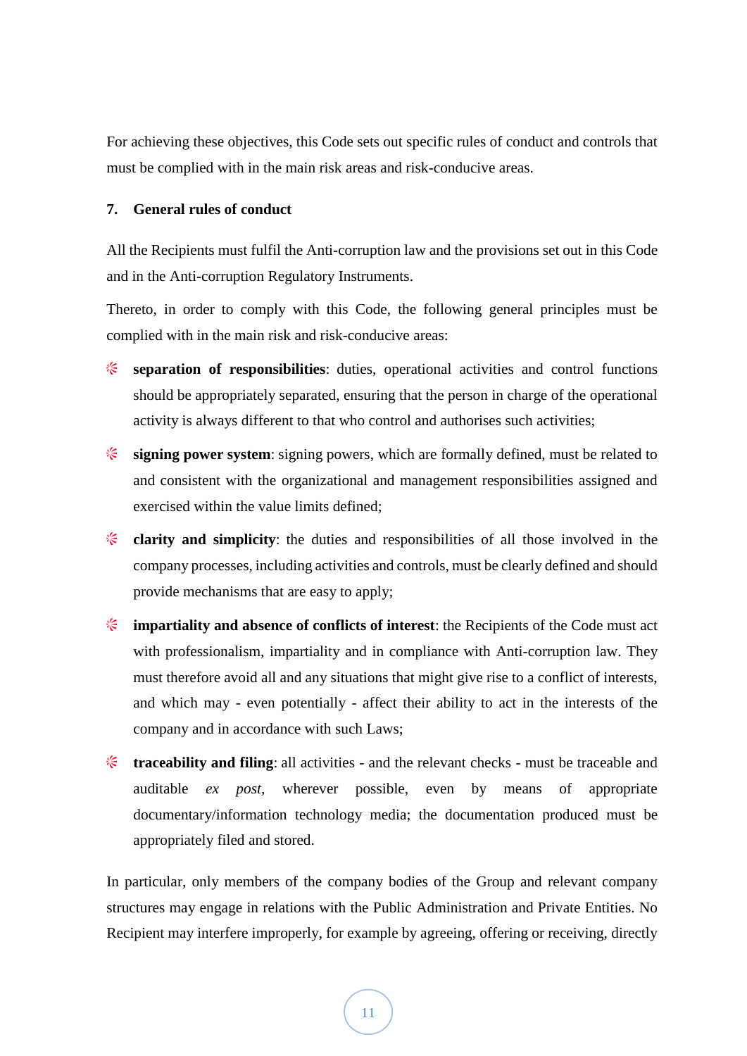For achieving these objectives, this Code sets out specific rules of conduct and controls that must be complied with in the main risk areas and risk-conducive areas.

## 7. General rules of conduct

All the Recipients must fulfil the Anti-corruption law and the provisions set out in this Code and in the Anti-corruption Regulatory Instruments.

Thereto, in order to comply with this Code, the following general principles must be complied with in the main risk and risk-conducive areas:

- **separation of responsibilities**: duties, operational activities and control functions should be appropriately separated, ensuring that the person in charge of the operational activity is always different to that who control and authorises such activities;
- **signing power system**: signing powers, which are formally defined, must be related to and consistent with the organizational and management responsibilities assigned and exercised within the value limits defined;
- **clarity and simplicity**: the duties and responsibilities of all those involved in the company processes, including activities and controls, must be clearly defined and should provide mechanisms that are easy to apply;
- **impartiality and absence of conflicts of interest**: the Recipients of the Code must act with professionalism, impartiality and in compliance with Anti-corruption law. They must therefore avoid all and any situations that might give rise to a conflict of interests, and which may - even potentially - affect their ability to act in the interests of the company and in accordance with such Laws;
- **traceability and filing**: all activities - and the relevant checks - must be traceable and auditable *ex post*, wherever possible, even by means of appropriate documentary/information technology media; the documentation produced must be appropriately filed and stored.

In particular, only members of the company bodies of the Group and relevant company structures may engage in relations with the Public Administration and Private Entities. No Recipient may interfere improperly, for example by agreeing, offering or receiving, directly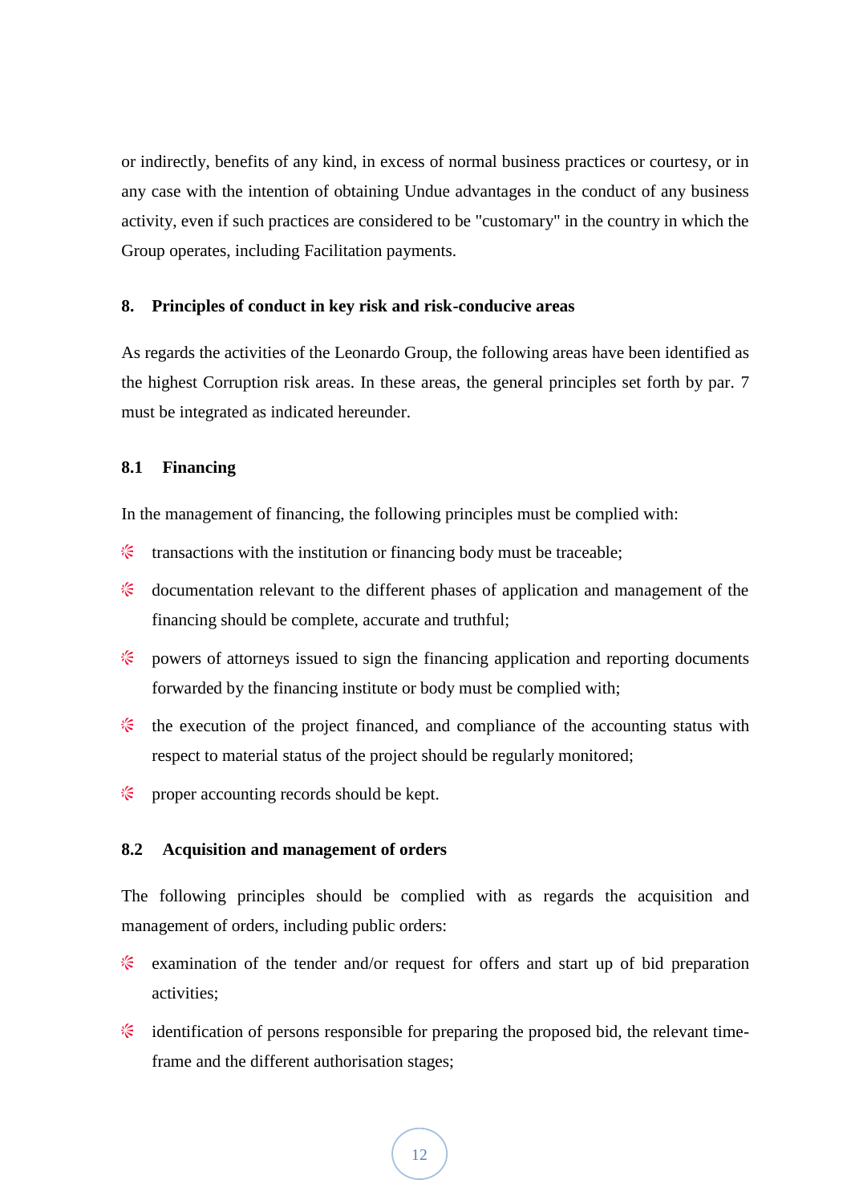or indirectly, benefits of any kind, in excess of normal business practices or courtesy, or in any case with the intention of obtaining Undue advantages in the conduct of any business activity, even if such practices are considered to be "customary" in the country in which the Group operates, including Facilitation payments.

## 8. Principles of conduct in key risk and risk-conducive areas

As regards the activities of the Leonardo Group, the following areas have been identified as the highest Corruption risk areas. In these areas, the general principles set forth by par. 7 must be integrated as indicated hereunder.

### 8.1 Financing

In the management of financing, the following principles must be complied with:

- transactions with the institution or financing body must be traceable;
- documentation relevant to the different phases of application and management of the financing should be complete, accurate and truthful;
- powers of attorneys issued to sign the financing application and reporting documents forwarded by the financing institute or body must be complied with;
- the execution of the project financed, and compliance of the accounting status with respect to material status of the project should be regularly monitored;
- proper accounting records should be kept.

### 8.2 Acquisition and management of orders

The following principles should be complied with as regards the acquisition and management of orders, including public orders:

- examination of the tender and/or request for offers and start up of bid preparation activities;
- identification of persons responsible for preparing the proposed bid, the relevant time-frame and the different authorisation stages;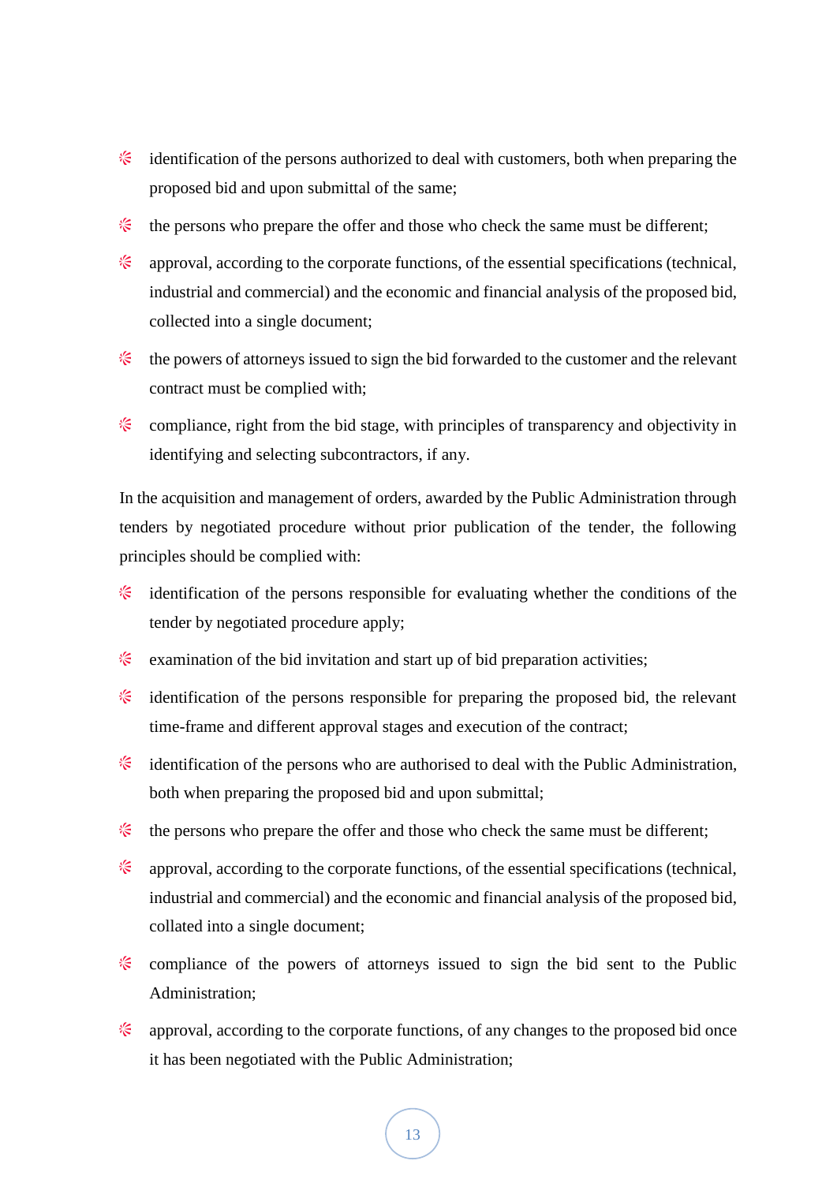- identification of the persons authorized to deal with customers, both when preparing the proposed bid and upon submittal of the same;
- the persons who prepare the offer and those who check the same must be different;
- approval, according to the corporate functions, of the essential specifications (technical, industrial and commercial) and the economic and financial analysis of the proposed bid, collected into a single document;
- the powers of attorneys issued to sign the bid forwarded to the customer and the relevant contract must be complied with;
- compliance, right from the bid stage, with principles of transparency and objectivity in identifying and selecting subcontractors, if any.

In the acquisition and management of orders, awarded by the Public Administration through tenders by negotiated procedure without prior publication of the tender, the following principles should be complied with:

- identification of the persons responsible for evaluating whether the conditions of the tender by negotiated procedure apply;
- examination of the bid invitation and start up of bid preparation activities;
- identification of the persons responsible for preparing the proposed bid, the relevant time-frame and different approval stages and execution of the contract;
- identification of the persons who are authorised to deal with the Public Administration, both when preparing the proposed bid and upon submittal;
- the persons who prepare the offer and those who check the same must be different;
- approval, according to the corporate functions, of the essential specifications (technical, industrial and commercial) and the economic and financial analysis of the proposed bid, collated into a single document;
- compliance of the powers of attorneys issued to sign the bid sent to the Public Administration;
- approval, according to the corporate functions, of any changes to the proposed bid once it has been negotiated with the Public Administration;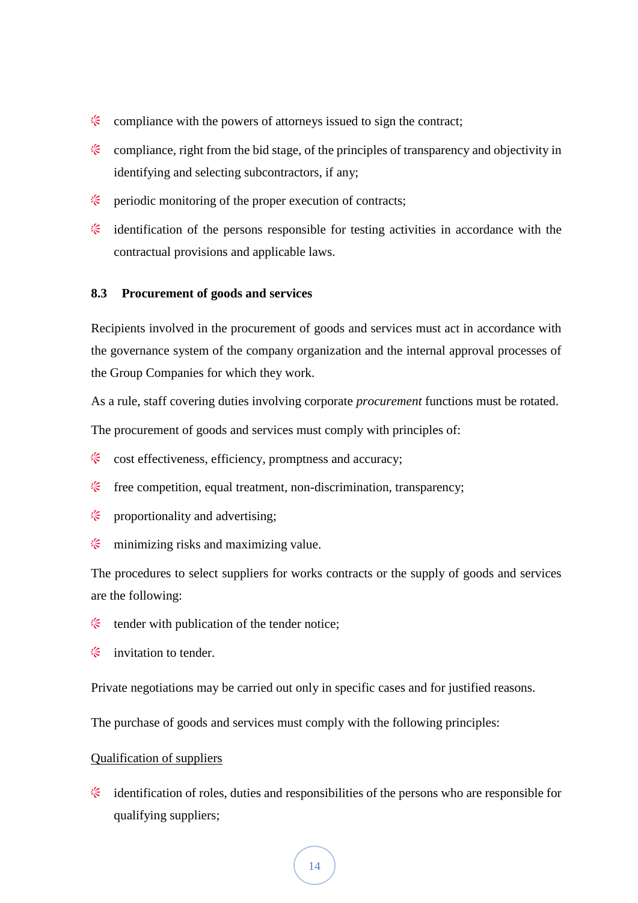- compliance with the powers of attorneys issued to sign the contract;
- compliance, right from the bid stage, of the principles of transparency and objectivity in identifying and selecting subcontractors, if any;
- periodic monitoring of the proper execution of contracts;
- identification of the persons responsible for testing activities in accordance with the contractual provisions and applicable laws.

### 8.3 Procurement of goods and services

Recipients involved in the procurement of goods and services must act in accordance with the governance system of the company organization and the internal approval processes of the Group Companies for which they work.

As a rule, staff covering duties involving corporate *procurement* functions must be rotated.

The procurement of goods and services must comply with principles of:

- cost effectiveness, efficiency, promptness and accuracy;
- free competition, equal treatment, non-discrimination, transparency;
- proportionality and advertising;
- minimizing risks and maximizing value.

The procedures to select suppliers for works contracts or the supply of goods and services are the following:

- tender with publication of the tender notice;
- invitation to tender.

Private negotiations may be carried out only in specific cases and for justified reasons.

The purchase of goods and services must comply with the following principles:

<u>Qualification of suppliers</u>

- identification of roles, duties and responsibilities of the persons who are responsible for qualifying suppliers;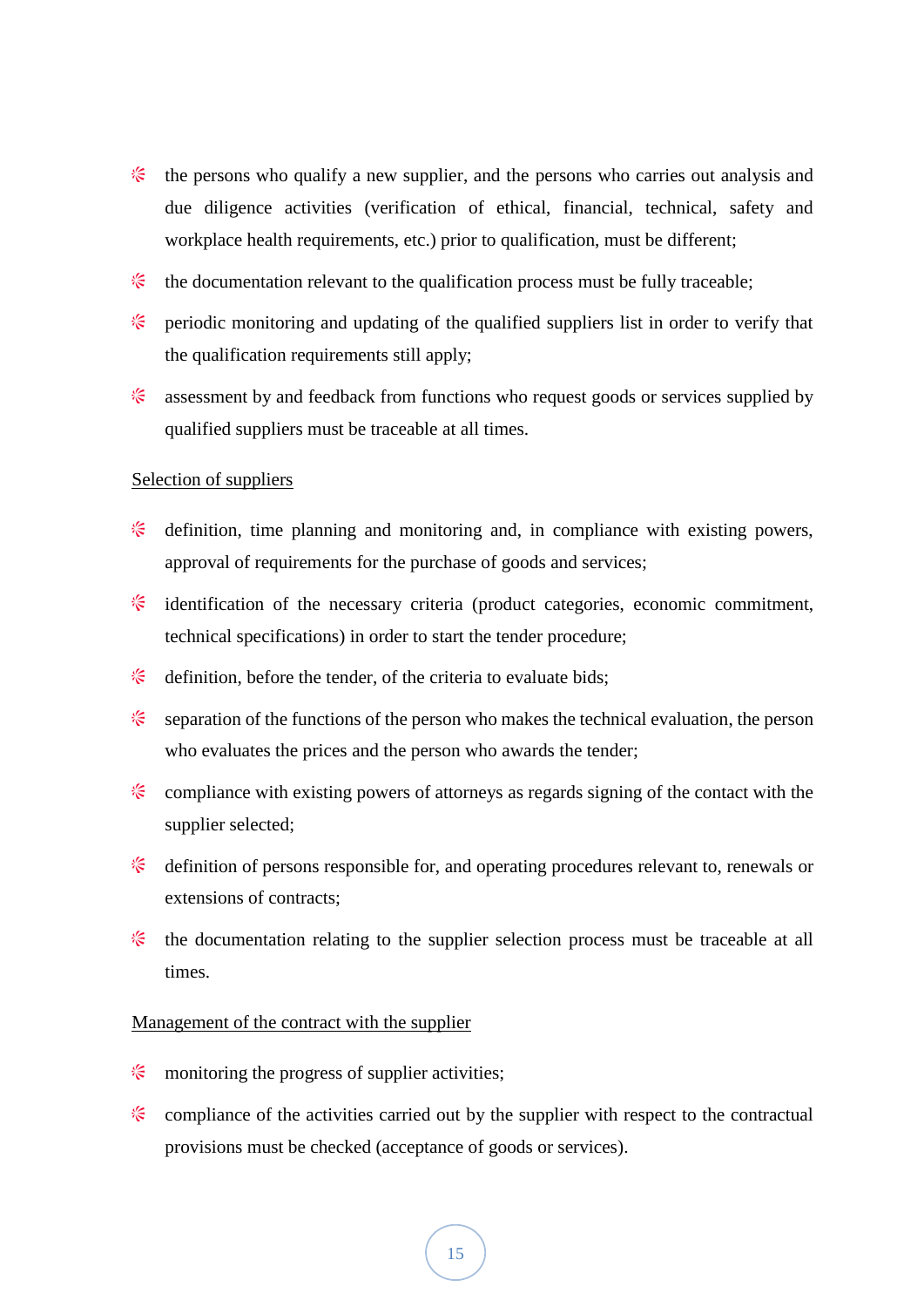- the persons who qualify a new supplier, and the persons who carries out analysis and due diligence activities (verification of ethical, financial, technical, safety and workplace health requirements, etc.) prior to qualification, must be different;
- the documentation relevant to the qualification process must be fully traceable;
- periodic monitoring and updating of the qualified suppliers list in order to verify that the qualification requirements still apply;
- assessment by and feedback from functions who request goods or services supplied by qualified suppliers must be traceable at all times.

<u>Selection of suppliers</u>

- definition, time planning and monitoring and, in compliance with existing powers, approval of requirements for the purchase of goods and services;
- identification of the necessary criteria (product categories, economic commitment, technical specifications) in order to start the tender procedure;
- definition, before the tender, of the criteria to evaluate bids;
- separation of the functions of the person who makes the technical evaluation, the person who evaluates the prices and the person who awards the tender;
- compliance with existing powers of attorneys as regards signing of the contact with the supplier selected;
- definition of persons responsible for, and operating procedures relevant to, renewals or extensions of contracts;
- the documentation relating to the supplier selection process must be traceable at all times.

<u>Management of the contract with the supplier</u>

- monitoring the progress of supplier activities;
- compliance of the activities carried out by the supplier with respect to the contractual provisions must be checked (acceptance of goods or services).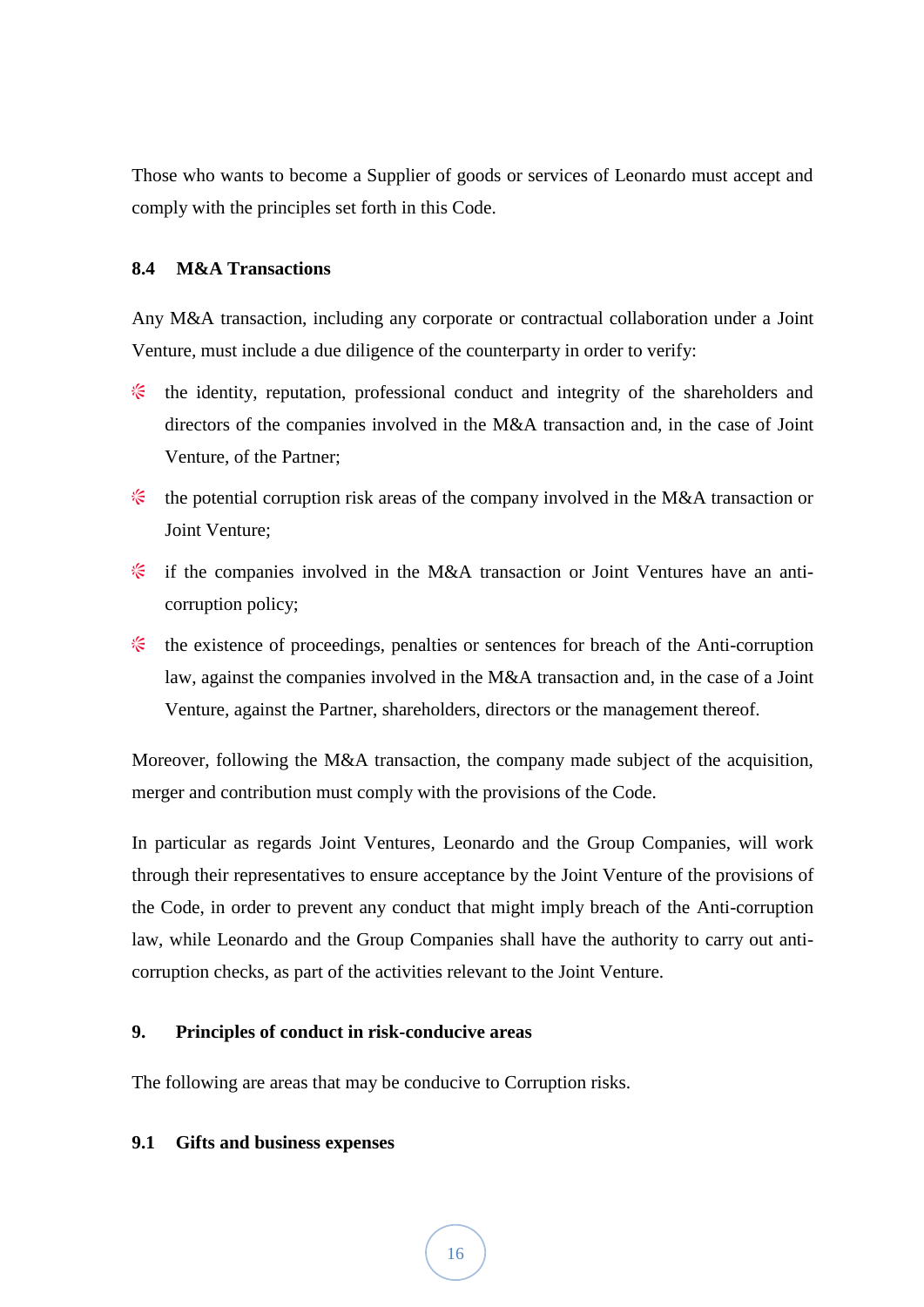Those who wants to become a Supplier of goods or services of Leonardo must accept and comply with the principles set forth in this Code.

### 8.4 M&A Transactions

Any M&A transaction, including any corporate or contractual collaboration under a Joint Venture, must include a due diligence of the counterparty in order to verify:

- the identity, reputation, professional conduct and integrity of the shareholders and directors of the companies involved in the M&A transaction and, in the case of Joint Venture, of the Partner;
- the potential corruption risk areas of the company involved in the M&A transaction or Joint Venture;
- if the companies involved in the M&A transaction or Joint Ventures have an anti-corruption policy;
- the existence of proceedings, penalties or sentences for breach of the Anti-corruption law, against the companies involved in the M&A transaction and, in the case of a Joint Venture, against the Partner, shareholders, directors or the management thereof.

Moreover, following the M&A transaction, the company made subject of the acquisition, merger and contribution must comply with the provisions of the Code.

In particular as regards Joint Ventures, Leonardo and the Group Companies, will work through their representatives to ensure acceptance by the Joint Venture of the provisions of the Code, in order to prevent any conduct that might imply breach of the Anti-corruption law, while Leonardo and the Group Companies shall have the authority to carry out anti-corruption checks, as part of the activities relevant to the Joint Venture.

## 9. Principles of conduct in risk-conducive areas

The following are areas that may be conducive to Corruption risks.

### 9.1 Gifts and business expenses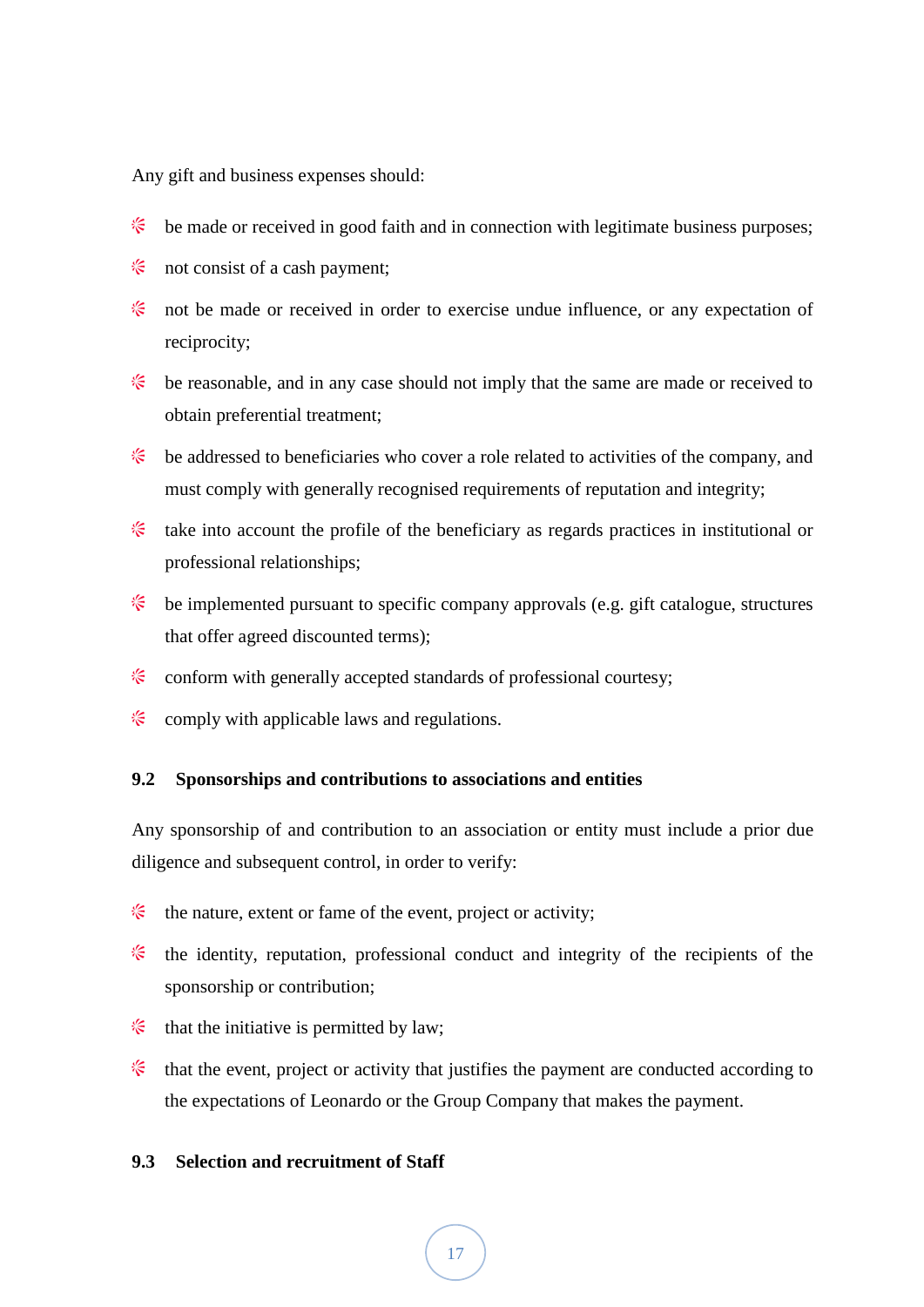Any gift and business expenses should:

- be made or received in good faith and in connection with legitimate business purposes;
- not consist of a cash payment;
- not be made or received in order to exercise undue influence, or any expectation of reciprocity;
- be reasonable, and in any case should not imply that the same are made or received to obtain preferential treatment;
- be addressed to beneficiaries who cover a role related to activities of the company, and must comply with generally recognised requirements of reputation and integrity;
- take into account the profile of the beneficiary as regards practices in institutional or professional relationships;
- be implemented pursuant to specific company approvals (e.g. gift catalogue, structures that offer agreed discounted terms);
- conform with generally accepted standards of professional courtesy;
- comply with applicable laws and regulations.

### 9.2 Sponsorships and contributions to associations and entities

Any sponsorship of and contribution to an association or entity must include a prior due diligence and subsequent control, in order to verify:

- the nature, extent or fame of the event, project or activity;
- the identity, reputation, professional conduct and integrity of the recipients of the sponsorship or contribution;
- that the initiative is permitted by law;
- that the event, project or activity that justifies the payment are conducted according to the expectations of Leonardo or the Group Company that makes the payment.

### 9.3 Selection and recruitment of Staff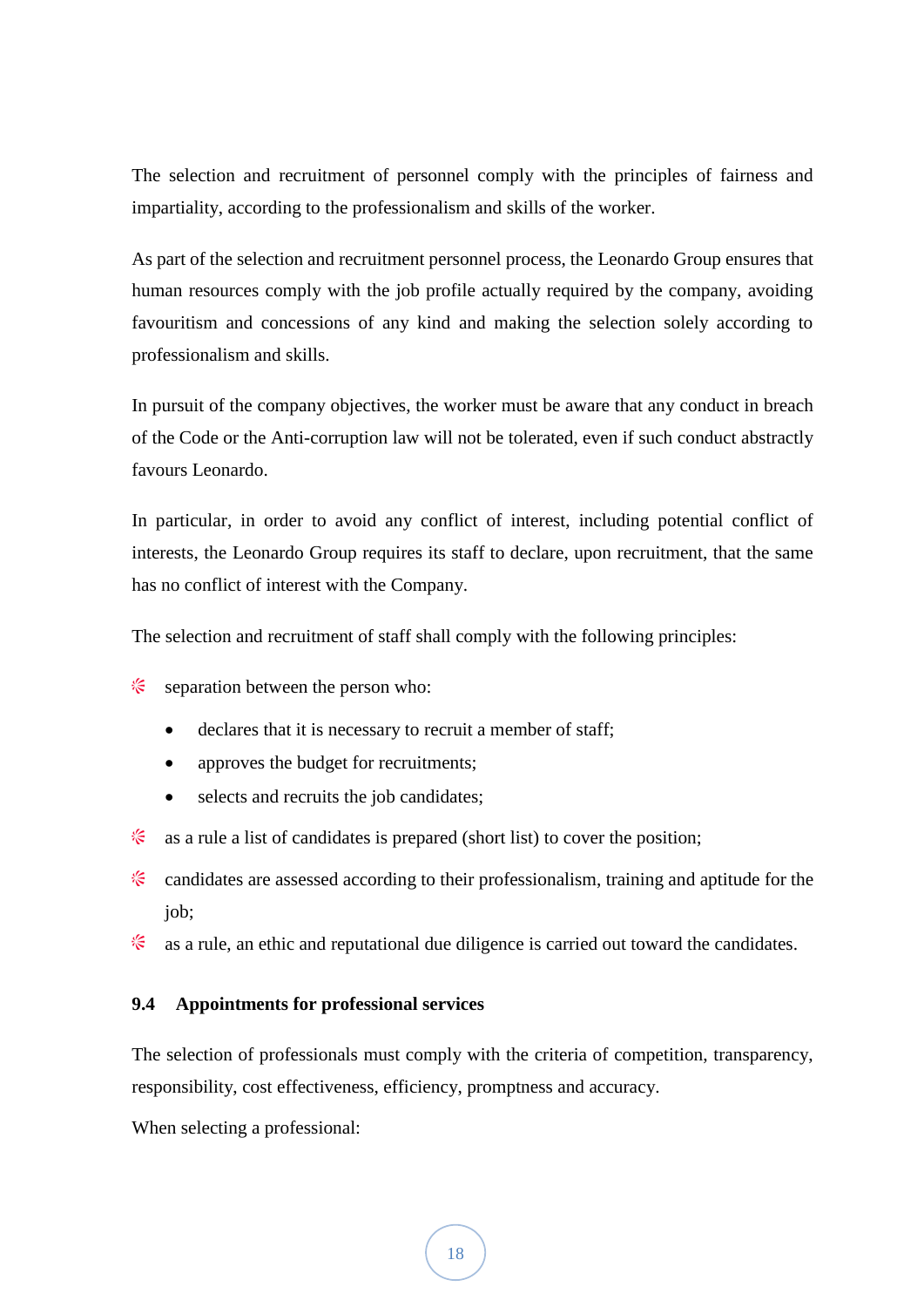The selection and recruitment of personnel comply with the principles of fairness and impartiality, according to the professionalism and skills of the worker.

As part of the selection and recruitment personnel process, the Leonardo Group ensures that human resources comply with the job profile actually required by the company, avoiding favouritism and concessions of any kind and making the selection solely according to professionalism and skills.

In pursuit of the company objectives, the worker must be aware that any conduct in breach of the Code or the Anti-corruption law will not be tolerated, even if such conduct abstractly favours Leonardo.

In particular, in order to avoid any conflict of interest, including potential conflict of interests, the Leonardo Group requires its staff to declare, upon recruitment, that the same has no conflict of interest with the Company.

The selection and recruitment of staff shall comply with the following principles:

- separation between the person who:
  - declares that it is necessary to recruit a member of staff;
  - approves the budget for recruitments;
  - selects and recruits the job candidates;
- as a rule a list of candidates is prepared (short list) to cover the position;
- candidates are assessed according to their professionalism, training and aptitude for the job;
- as a rule, an ethic and reputational due diligence is carried out toward the candidates.

### 9.4 Appointments for professional services

The selection of professionals must comply with the criteria of competition, transparency, responsibility, cost effectiveness, efficiency, promptness and accuracy.

When selecting a professional: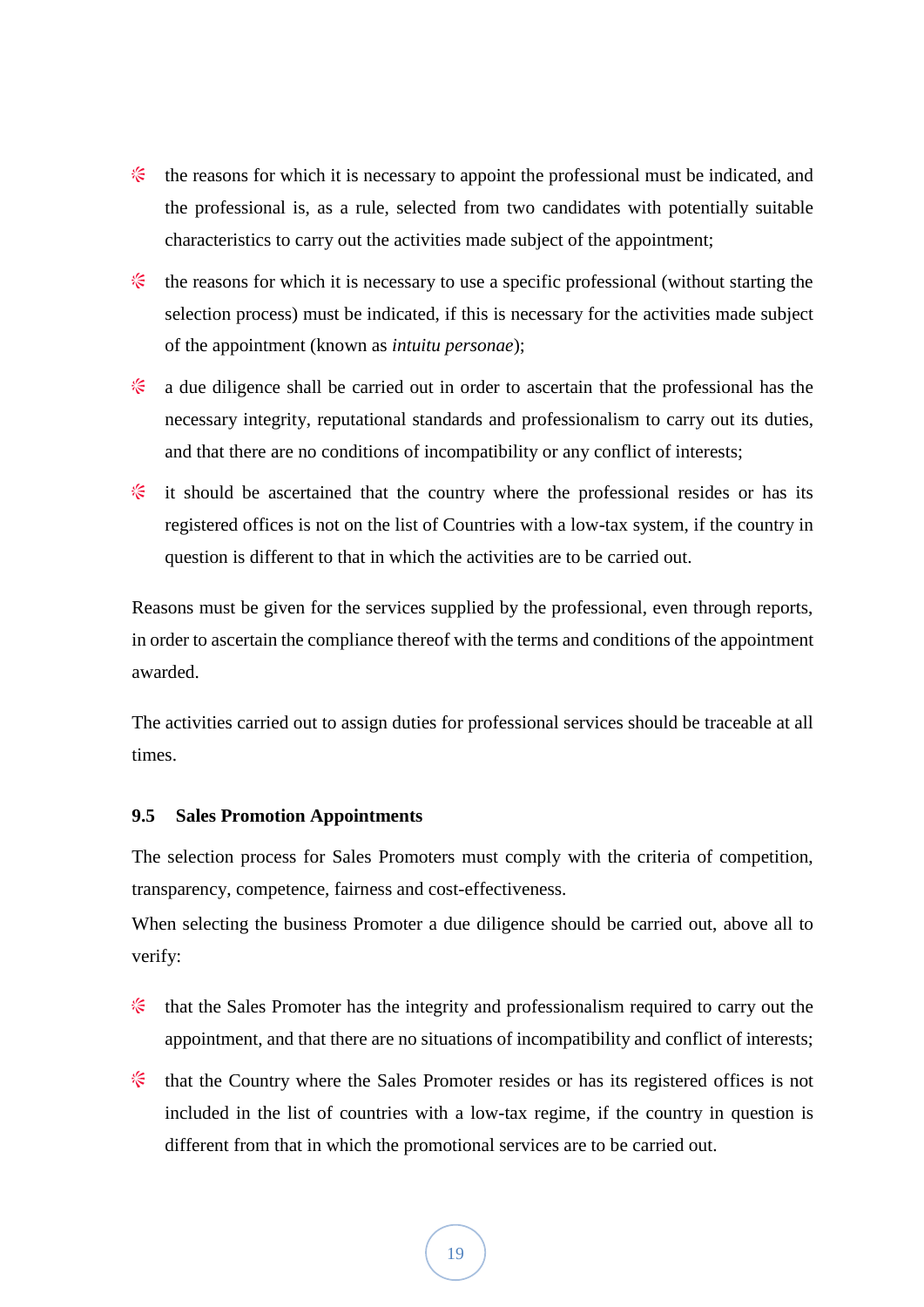- the reasons for which it is necessary to appoint the professional must be indicated, and the professional is, as a rule, selected from two candidates with potentially suitable characteristics to carry out the activities made subject of the appointment;
- the reasons for which it is necessary to use a specific professional (without starting the selection process) must be indicated, if this is necessary for the activities made subject of the appointment (known as *intuitu personae*);
- a due diligence shall be carried out in order to ascertain that the professional has the necessary integrity, reputational standards and professionalism to carry out its duties, and that there are no conditions of incompatibility or any conflict of interests;
- it should be ascertained that the country where the professional resides or has its registered offices is not on the list of Countries with a low-tax system, if the country in question is different to that in which the activities are to be carried out.

Reasons must be given for the services supplied by the professional, even through reports, in order to ascertain the compliance thereof with the terms and conditions of the appointment awarded.

The activities carried out to assign duties for professional services should be traceable at all times.

### 9.5 Sales Promotion Appointments

The selection process for Sales Promoters must comply with the criteria of competition, transparency, competence, fairness and cost-effectiveness.

When selecting the business Promoter a due diligence should be carried out, above all to verify:

- that the Sales Promoter has the integrity and professionalism required to carry out the appointment, and that there are no situations of incompatibility and conflict of interests;
- that the Country where the Sales Promoter resides or has its registered offices is not included in the list of countries with a low-tax regime, if the country in question is different from that in which the promotional services are to be carried out.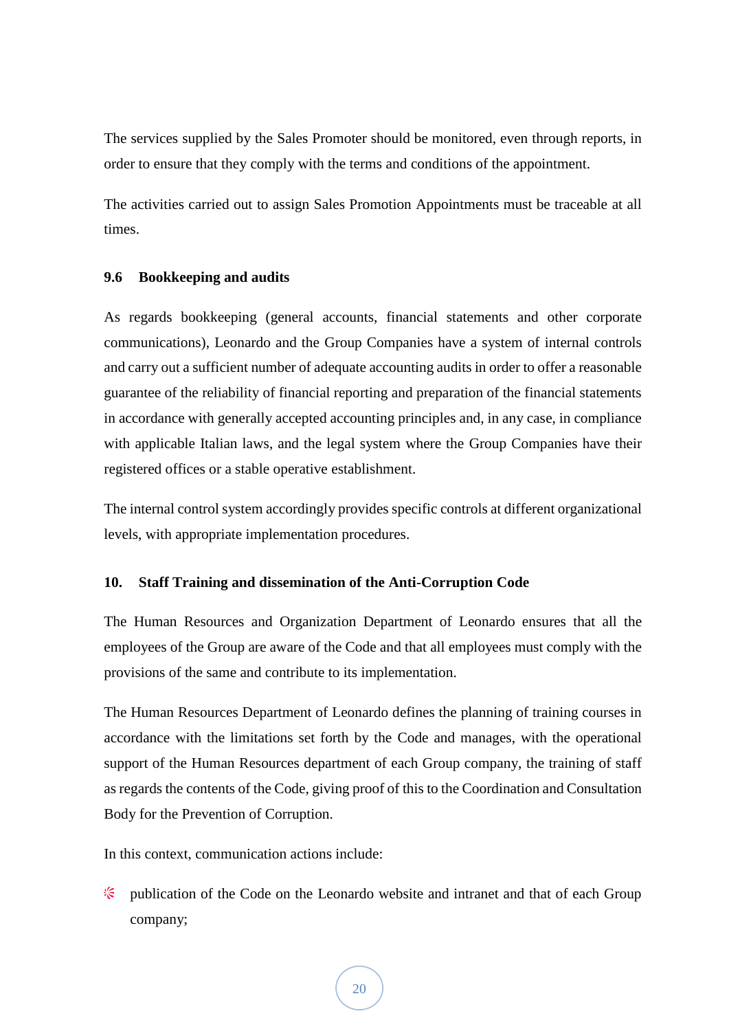The services supplied by the Sales Promoter should be monitored, even through reports, in order to ensure that they comply with the terms and conditions of the appointment.

The activities carried out to assign Sales Promotion Appointments must be traceable at all times.

### 9.6 Bookkeeping and audits

As regards bookkeeping (general accounts, financial statements and other corporate communications), Leonardo and the Group Companies have a system of internal controls and carry out a sufficient number of adequate accounting audits in order to offer a reasonable guarantee of the reliability of financial reporting and preparation of the financial statements in accordance with generally accepted accounting principles and, in any case, in compliance with applicable Italian laws, and the legal system where the Group Companies have their registered offices or a stable operative establishment.

The internal control system accordingly provides specific controls at different organizational levels, with appropriate implementation procedures.

## 10. Staff Training and dissemination of the Anti-Corruption Code

The Human Resources and Organization Department of Leonardo ensures that all the employees of the Group are aware of the Code and that all employees must comply with the provisions of the same and contribute to its implementation.

The Human Resources Department of Leonardo defines the planning of training courses in accordance with the limitations set forth by the Code and manages, with the operational support of the Human Resources department of each Group company, the training of staff as regards the contents of the Code, giving proof of this to the Coordination and Consultation Body for the Prevention of Corruption.

In this context, communication actions include:

- publication of the Code on the Leonardo website and intranet and that of each Group company;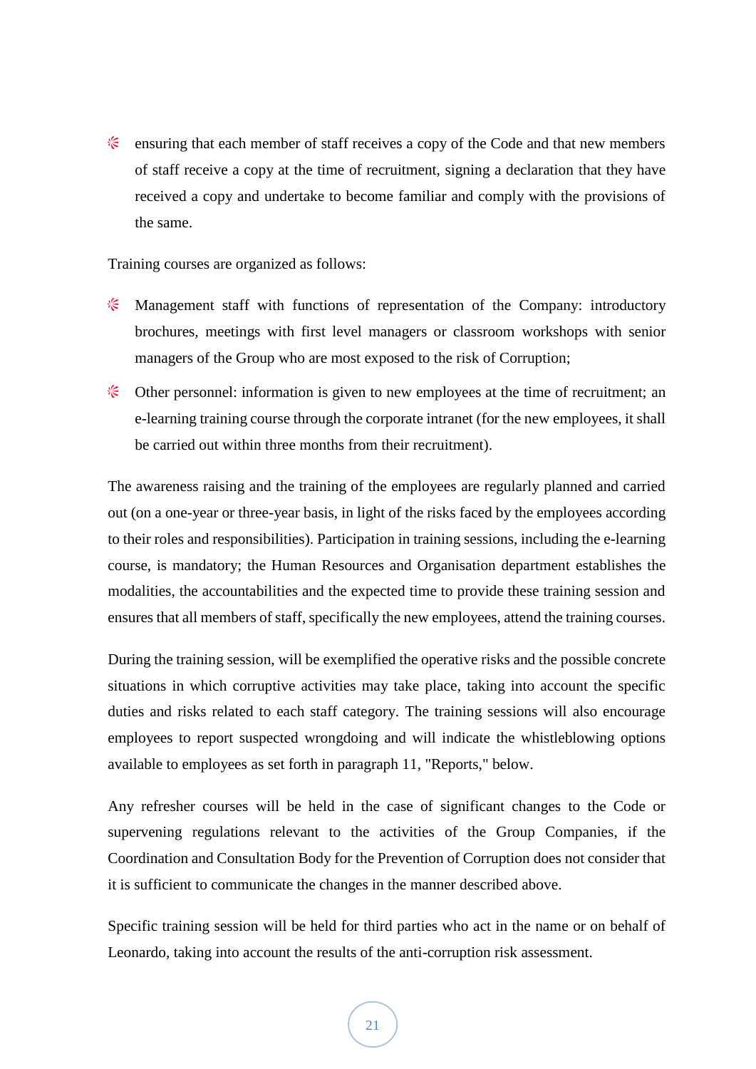- ensuring that each member of staff receives a copy of the Code and that new members of staff receive a copy at the time of recruitment, signing a declaration that they have received a copy and undertake to become familiar and comply with the provisions of the same.

Training courses are organized as follows:

- Management staff with functions of representation of the Company: introductory brochures, meetings with first level managers or classroom workshops with senior managers of the Group who are most exposed to the risk of Corruption;
- Other personnel: information is given to new employees at the time of recruitment; an e-learning training course through the corporate intranet (for the new employees, it shall be carried out within three months from their recruitment).

The awareness raising and the training of the employees are regularly planned and carried out (on a one-year or three-year basis, in light of the risks faced by the employees according to their roles and responsibilities). Participation in training sessions, including the e-learning course, is mandatory; the Human Resources and Organisation department establishes the modalities, the accountabilities and the expected time to provide these training session and ensures that all members of staff, specifically the new employees, attend the training courses.

During the training session, will be exemplified the operative risks and the possible concrete situations in which corruptive activities may take place, taking into account the specific duties and risks related to each staff category. The training sessions will also encourage employees to report suspected wrongdoing and will indicate the whistleblowing options available to employees as set forth in paragraph 11, "Reports," below.

Any refresher courses will be held in the case of significant changes to the Code or supervening regulations relevant to the activities of the Group Companies, if the Coordination and Consultation Body for the Prevention of Corruption does not consider that it is sufficient to communicate the changes in the manner described above.

Specific training session will be held for third parties who act in the name or on behalf of Leonardo, taking into account the results of the anti-corruption risk assessment.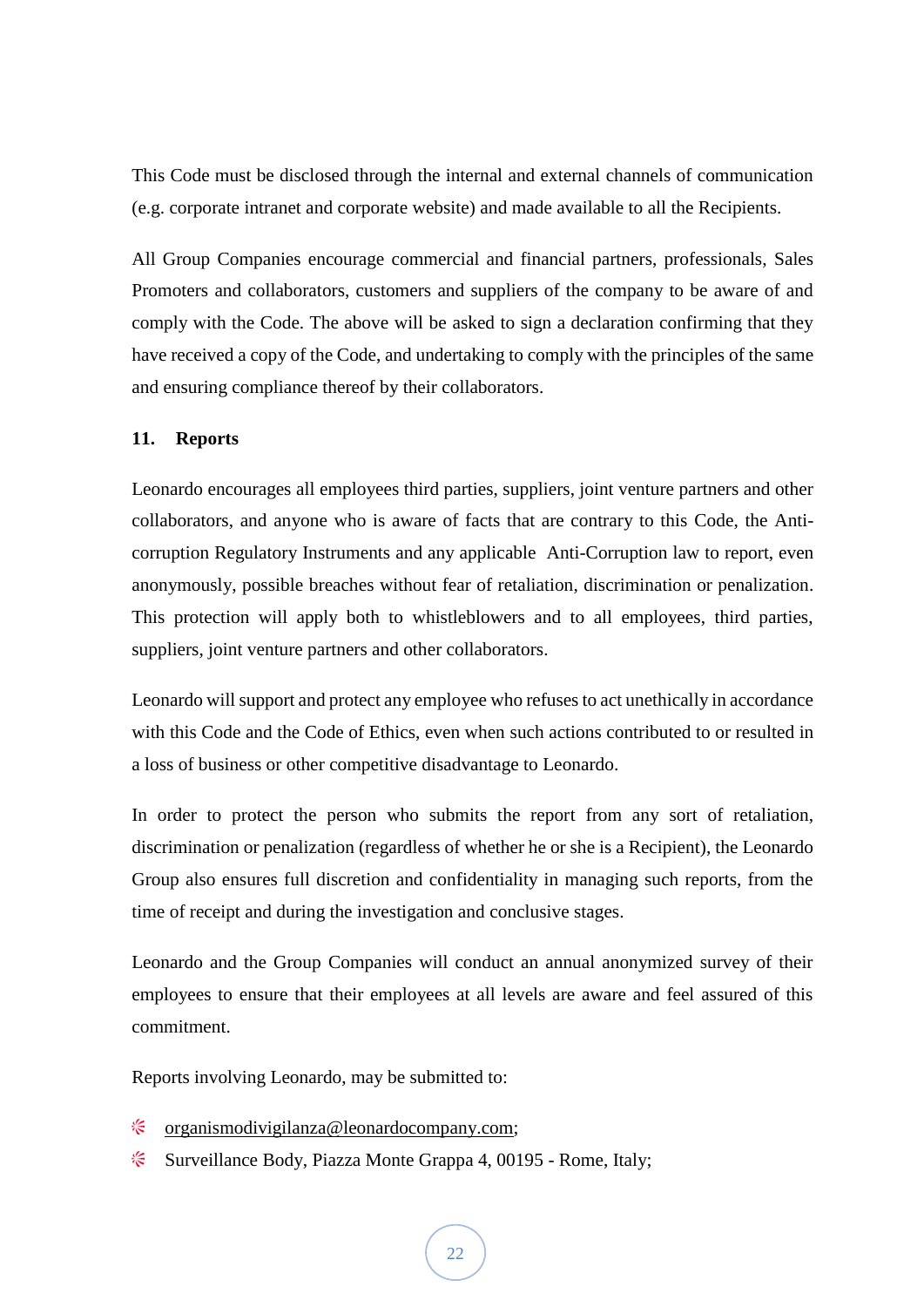This Code must be disclosed through the internal and external channels of communication (e.g. corporate intranet and corporate website) and made available to all the Recipients.

All Group Companies encourage commercial and financial partners, professionals, Sales Promoters and collaborators, customers and suppliers of the company to be aware of and comply with the Code. The above will be asked to sign a declaration confirming that they have received a copy of the Code, and undertaking to comply with the principles of the same and ensuring compliance thereof by their collaborators.

## 11. Reports

Leonardo encourages all employees third parties, suppliers, joint venture partners and other collaborators, and anyone who is aware of facts that are contrary to this Code, the Anti-corruption Regulatory Instruments and any applicable Anti-Corruption law to report, even anonymously, possible breaches without fear of retaliation, discrimination or penalization. This protection will apply both to whistleblowers and to all employees, third parties, suppliers, joint venture partners and other collaborators.

Leonardo will support and protect any employee who refuses to act unethically in accordance with this Code and the Code of Ethics, even when such actions contributed to or resulted in a loss of business or other competitive disadvantage to Leonardo.

In order to protect the person who submits the report from any sort of retaliation, discrimination or penalization (regardless of whether he or she is a Recipient), the Leonardo Group also ensures full discretion and confidentiality in managing such reports, from the time of receipt and during the investigation and conclusive stages.

Leonardo and the Group Companies will conduct an annual anonymized survey of their employees to ensure that their employees at all levels are aware and feel assured of this commitment.

Reports involving Leonardo, may be submitted to:

- organismodivigilanza@leonardocompany.com;
- Surveillance Body, Piazza Monte Grappa 4, 00195 - Rome, Italy;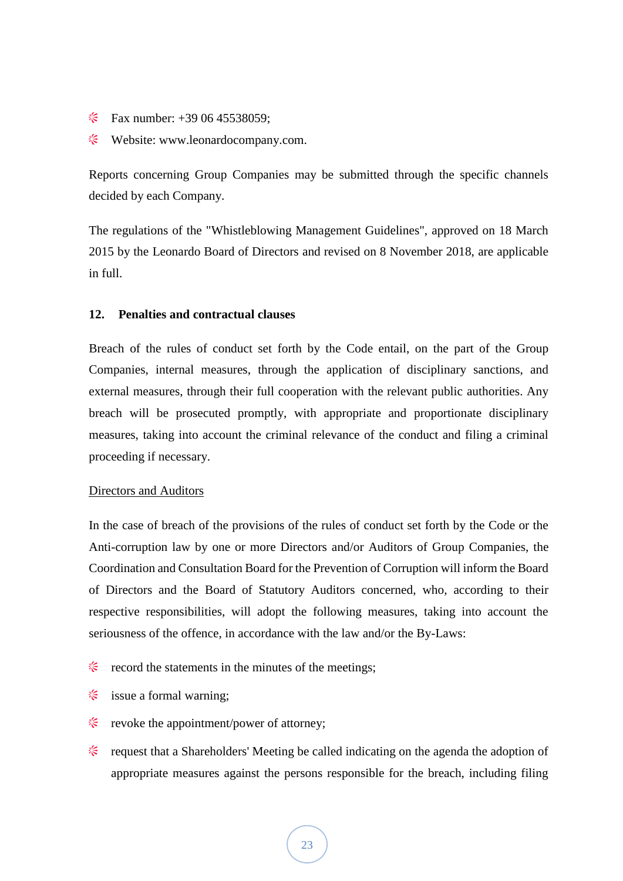- Fax number: +39 06 45538059;
- Website: www.leonardocompany.com.

Reports concerning Group Companies may be submitted through the specific channels decided by each Company.

The regulations of the "Whistleblowing Management Guidelines", approved on 18 March 2015 by the Leonardo Board of Directors and revised on 8 November 2018, are applicable in full.

## 12. Penalties and contractual clauses

Breach of the rules of conduct set forth by the Code entail, on the part of the Group Companies, internal measures, through the application of disciplinary sanctions, and external measures, through their full cooperation with the relevant public authorities. Any breach will be prosecuted promptly, with appropriate and proportionate disciplinary measures, taking into account the criminal relevance of the conduct and filing a criminal proceeding if necessary.

<u>Directors and Auditors</u>

In the case of breach of the provisions of the rules of conduct set forth by the Code or the Anti-corruption law by one or more Directors and/or Auditors of Group Companies, the Coordination and Consultation Board for the Prevention of Corruption will inform the Board of Directors and the Board of Statutory Auditors concerned, who, according to their respective responsibilities, will adopt the following measures, taking into account the seriousness of the offence, in accordance with the law and/or the By-Laws:

- record the statements in the minutes of the meetings;
- issue a formal warning;
- revoke the appointment/power of attorney;
- request that a Shareholders' Meeting be called indicating on the agenda the adoption of appropriate measures against the persons responsible for the breach, including filing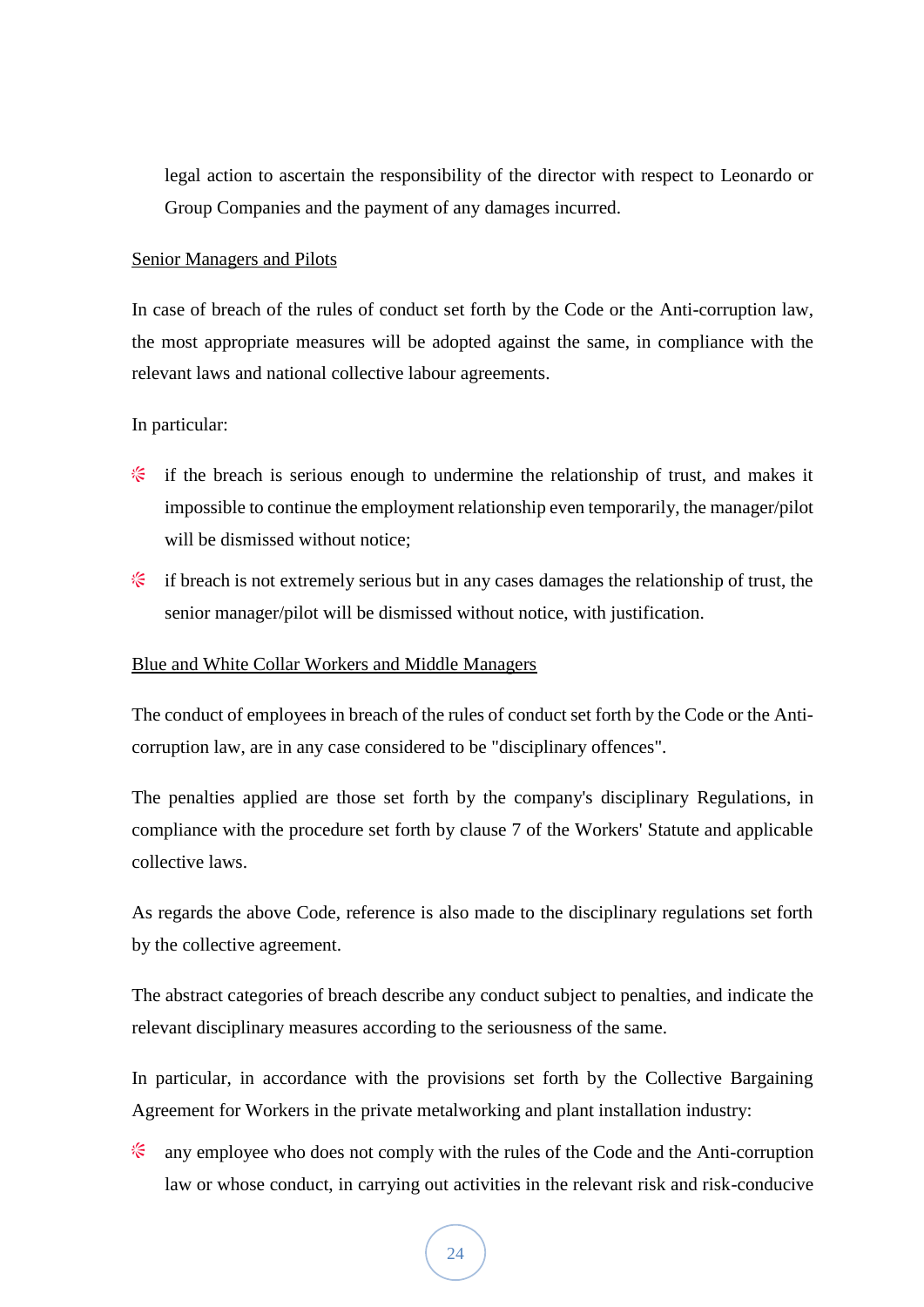legal action to ascertain the responsibility of the director with respect to Leonardo or Group Companies and the payment of any damages incurred.

Senior Managers and Pilots

In case of breach of the rules of conduct set forth by the Code or the Anti-corruption law, the most appropriate measures will be adopted against the same, in compliance with the relevant laws and national collective labour agreements.

In particular:

- if the breach is serious enough to undermine the relationship of trust, and makes it impossible to continue the employment relationship even temporarily, the manager/pilot will be dismissed without notice;
- if breach is not extremely serious but in any cases damages the relationship of trust, the senior manager/pilot will be dismissed without notice, with justification.

Blue and White Collar Workers and Middle Managers

The conduct of employees in breach of the rules of conduct set forth by the Code or the Anti-corruption law, are in any case considered to be "disciplinary offences".

The penalties applied are those set forth by the company's disciplinary Regulations, in compliance with the procedure set forth by clause 7 of the Workers' Statute and applicable collective laws.

As regards the above Code, reference is also made to the disciplinary regulations set forth by the collective agreement.

The abstract categories of breach describe any conduct subject to penalties, and indicate the relevant disciplinary measures according to the seriousness of the same.

In particular, in accordance with the provisions set forth by the Collective Bargaining Agreement for Workers in the private metalworking and plant installation industry:

- any employee who does not comply with the rules of the Code and the Anti-corruption law or whose conduct, in carrying out activities in the relevant risk and risk-conducive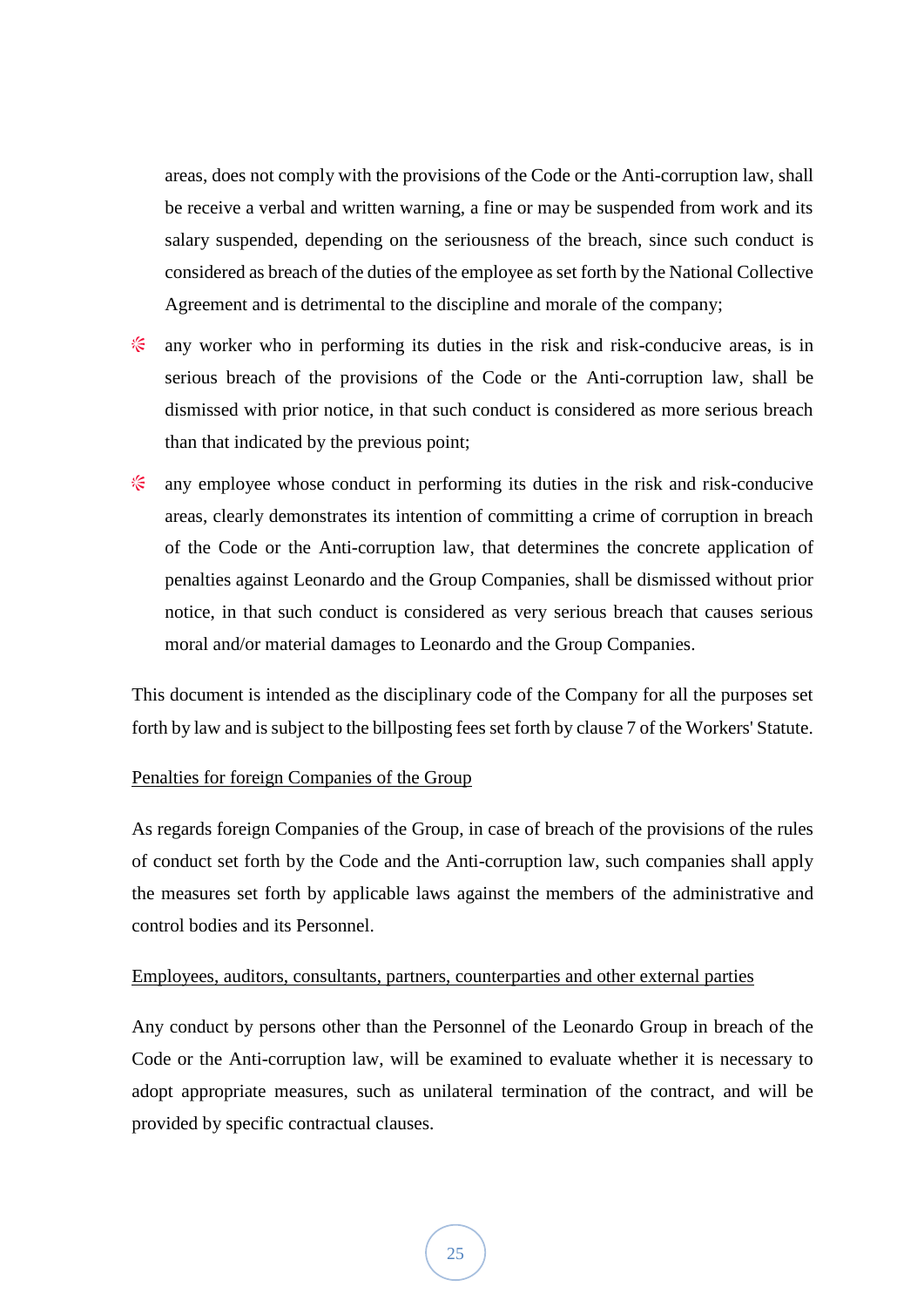areas, does not comply with the provisions of the Code or the Anti-corruption law, shall be receive a verbal and written warning, a fine or may be suspended from work and its salary suspended, depending on the seriousness of the breach, since such conduct is considered as breach of the duties of the employee as set forth by the National Collective Agreement and is detrimental to the discipline and morale of the company;

- any worker who in performing its duties in the risk and risk-conducive areas, is in serious breach of the provisions of the Code or the Anti-corruption law, shall be dismissed with prior notice, in that such conduct is considered as more serious breach than that indicated by the previous point;
- any employee whose conduct in performing its duties in the risk and risk-conducive areas, clearly demonstrates its intention of committing a crime of corruption in breach of the Code or the Anti-corruption law, that determines the concrete application of penalties against Leonardo and the Group Companies, shall be dismissed without prior notice, in that such conduct is considered as very serious breach that causes serious moral and/or material damages to Leonardo and the Group Companies.

This document is intended as the disciplinary code of the Company for all the purposes set forth by law and is subject to the billposting fees set forth by clause 7 of the Workers' Statute.

<u>Penalties for foreign Companies of the Group</u>

As regards foreign Companies of the Group, in case of breach of the provisions of the rules of conduct set forth by the Code and the Anti-corruption law, such companies shall apply the measures set forth by applicable laws against the members of the administrative and control bodies and its Personnel.

<u>Employees, auditors, consultants, partners, counterparties and other external parties</u>

Any conduct by persons other than the Personnel of the Leonardo Group in breach of the Code or the Anti-corruption law, will be examined to evaluate whether it is necessary to adopt appropriate measures, such as unilateral termination of the contract, and will be provided by specific contractual clauses.